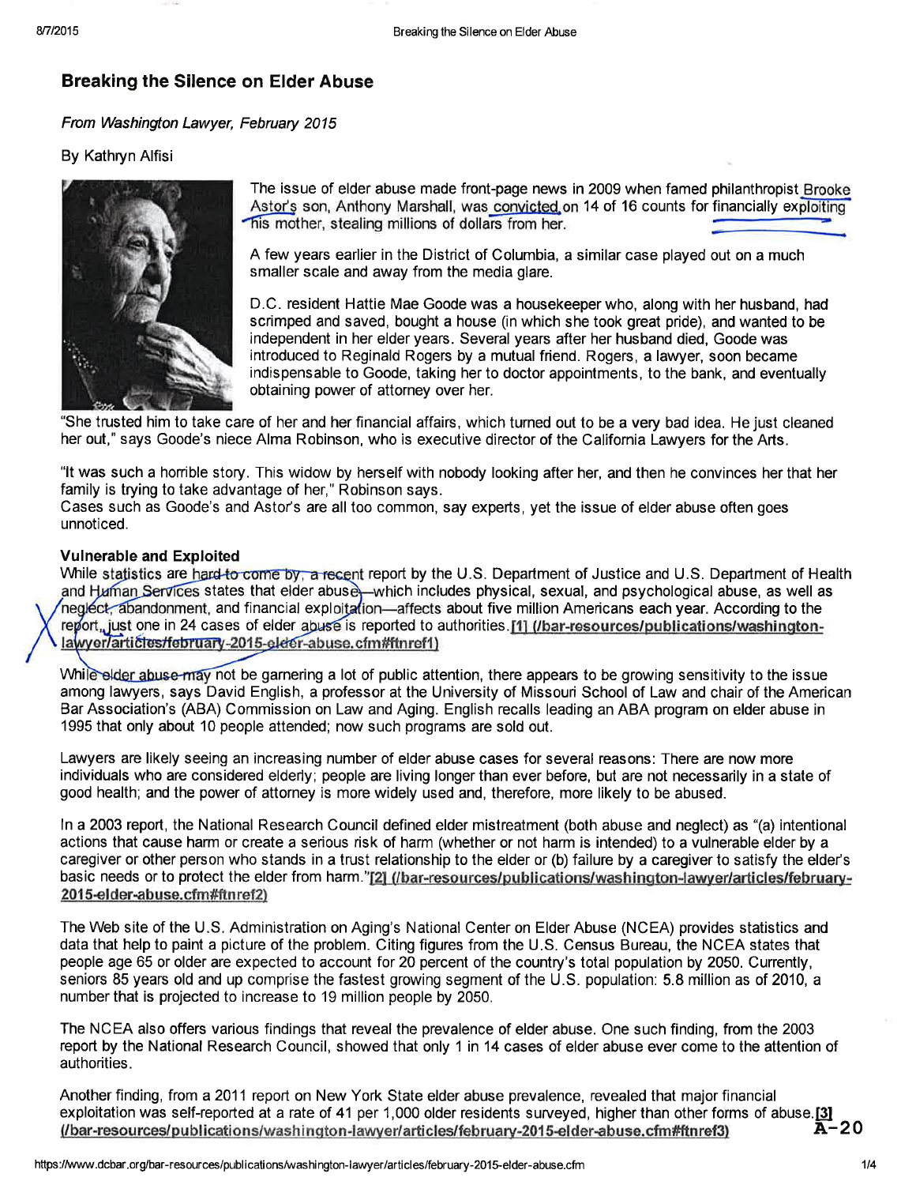# Breaking the Silence on Elder Abuse

*From Washington Lawyer, February 2015*

By Kathryn Alfisi

The issue of elder abuse made front-page news in 2009 when famed philanthropist Brooke Astor's son, Anthony Marshall, was convicted on 14 of 16 counts for financially exploiting his mother, stealing millions of dollars from her.

A few years earlier in the District of Columbia, a similar case played out on a much smaller scale and away from the media glare.

D.C. resident Hattie Mae Goode was a housekeeper who, along with her husband, had scrimped and saved, bought a house (in which she took great pride), and wanted to be independent in her elder years. Several years after her husband died, Goode was introduced to Reginald Rogers by a mutual friend. Rogers, a lawyer, soon became indispensable to Goode, taking her to doctor appointments, to the bank, and eventually obtaining power of attorney over her.

"She trusted him to take care of her and her financial affairs, which turned out to be a very bad idea. He just cleaned her out," says Goode's niece Alma Robinson, who is executive director of the California Lawyers for the Arts.

"It was such a horrible story. This widow by herself with nobody looking after her, and then he convinces her that her family is trying to take advantage of her," Robinson says.
Cases such as Goode's and Astor's are all too common, say experts, yet the issue of elder abuse often goes unnoticed.

**Vulnerable and Exploited**

While statistics are hard to come by, a recent report by the U.S. Department of Justice and U.S. Department of Health and Human Services states that elder abuse—which includes physical, sexual, and psychological abuse, as well as neglect, abandonment, and financial exploitation—affects about five million Americans each year. According to the report, just one in 24 cases of elder abuse is reported to authorities.[1] (/bar-resources/publications/washington-lawyer/articles/february-2015-elder-abuse.cfm#ftnref1)

While elder abuse may not be garnering a lot of public attention, there appears to be growing sensitivity to the issue among lawyers, says David English, a professor at the University of Missouri School of Law and chair of the American Bar Association's (ABA) Commission on Law and Aging. English recalls leading an ABA program on elder abuse in 1995 that only about 10 people attended; now such programs are sold out.

Lawyers are likely seeing an increasing number of elder abuse cases for several reasons: There are now more individuals who are considered elderly; people are living longer than ever before, but are not necessarily in a state of good health; and the power of attorney is more widely used and, therefore, more likely to be abused.

In a 2003 report, the National Research Council defined elder mistreatment (both abuse and neglect) as "(a) intentional actions that cause harm or create a serious risk of harm (whether or not harm is intended) to a vulnerable elder by a caregiver or other person who stands in a trust relationship to the elder or (b) failure by a caregiver to satisfy the elder's basic needs or to protect the elder from harm."[2] (/bar-resources/publications/washington-lawyer/articles/february-2015-elder-abuse.cfm#ftnref2)

The Web site of the U.S. Administration on Aging's National Center on Elder Abuse (NCEA) provides statistics and data that help to paint a picture of the problem. Citing figures from the U.S. Census Bureau, the NCEA states that people age 65 or older are expected to account for 20 percent of the country's total population by 2050. Currently, seniors 85 years old and up comprise the fastest growing segment of the U.S. population: 5.8 million as of 2010, a number that is projected to increase to 19 million people by 2050.

The NCEA also offers various findings that reveal the prevalence of elder abuse. One such finding, from the 2003 report by the National Research Council, showed that only 1 in 14 cases of elder abuse ever come to the attention of authorities.

Another finding, from a 2011 report on New York State elder abuse prevalence, revealed that major financial exploitation was self-reported at a rate of 41 per 1,000 older residents surveyed, higher than other forms of abuse.[3] (/bar-resources/publications/washington-lawyer/articles/february-2015-elder-abuse.cfm#ftnref3)

A-20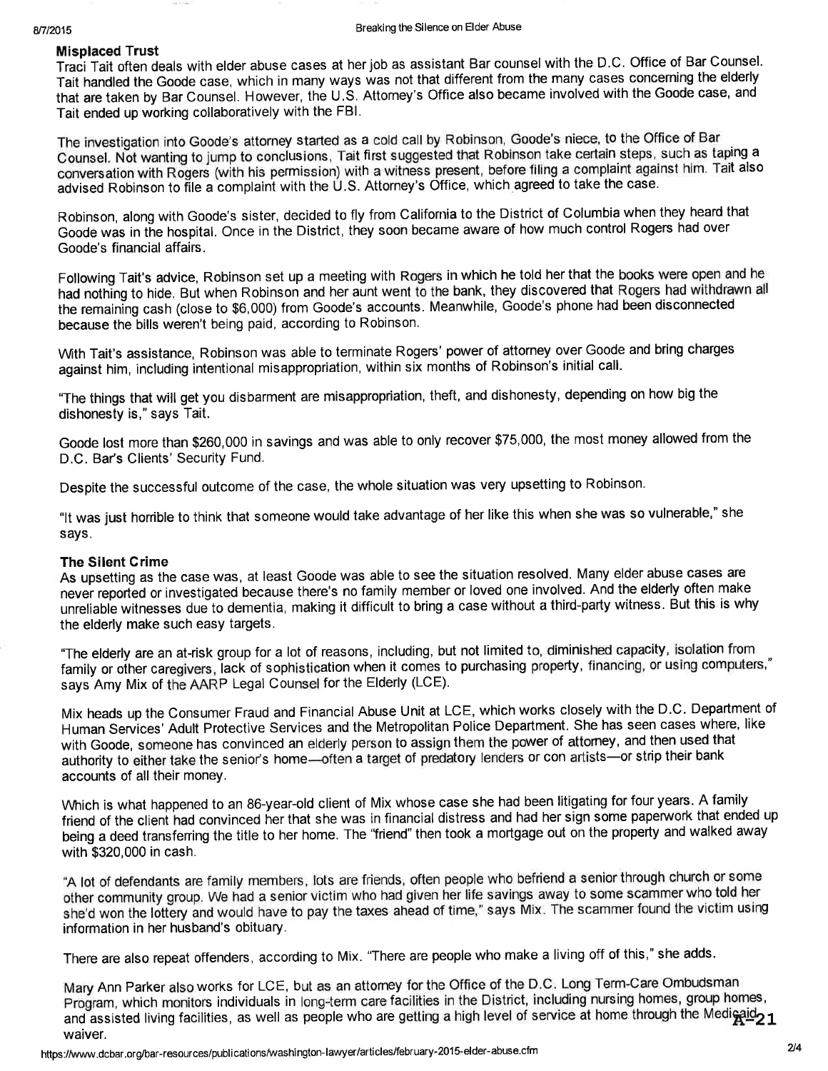### Misplaced Trust

Traci Tait often deals with elder abuse cases at her job as assistant Bar counsel with the D.C. Office of Bar Counsel. Tait handled the Goode case, which in many ways was not that different from the many cases concerning the elderly that are taken by Bar Counsel. However, the U.S. Attorney's Office also became involved with the Goode case, and Tait ended up working collaboratively with the FBI.

The investigation into Goode's attorney started as a cold call by Robinson, Goode's niece, to the Office of Bar Counsel. Not wanting to jump to conclusions, Tait first suggested that Robinson take certain steps, such as taping a conversation with Rogers (with his permission) with a witness present, before filing a complaint against him. Tait also advised Robinson to file a complaint with the U.S. Attorney's Office, which agreed to take the case.

Robinson, along with Goode's sister, decided to fly from California to the District of Columbia when they heard that Goode was in the hospital. Once in the District, they soon became aware of how much control Rogers had over Goode's financial affairs.

Following Tait's advice, Robinson set up a meeting with Rogers in which he told her that the books were open and he had nothing to hide. But when Robinson and her aunt went to the bank, they discovered that Rogers had withdrawn all the remaining cash (close to $6,000) from Goode's accounts. Meanwhile, Goode's phone had been disconnected because the bills weren't being paid, according to Robinson.

With Tait's assistance, Robinson was able to terminate Rogers' power of attorney over Goode and bring charges against him, including intentional misappropriation, within six months of Robinson's initial call.

"The things that will get you disbarment are misappropriation, theft, and dishonesty, depending on how big the dishonesty is," says Tait.

Goode lost more than $260,000 in savings and was able to only recover $75,000, the most money allowed from the D.C. Bar's Clients' Security Fund.

Despite the successful outcome of the case, the whole situation was very upsetting to Robinson.

"It was just horrible to think that someone would take advantage of her like this when she was so vulnerable," she says.

### The Silent Crime

As upsetting as the case was, at least Goode was able to see the situation resolved. Many elder abuse cases are never reported or investigated because there's no family member or loved one involved. And the elderly often make unreliable witnesses due to dementia, making it difficult to bring a case without a third-party witness. But this is why the elderly make such easy targets.

"The elderly are an at-risk group for a lot of reasons, including, but not limited to, diminished capacity, isolation from family or other caregivers, lack of sophistication when it comes to purchasing property, financing, or using computers," says Amy Mix of the AARP Legal Counsel for the Elderly (LCE).

Mix heads up the Consumer Fraud and Financial Abuse Unit at LCE, which works closely with the D.C. Department of Human Services' Adult Protective Services and the Metropolitan Police Department. She has seen cases where, like with Goode, someone has convinced an elderly person to assign them the power of attorney, and then used that authority to either take the senior's home—often a target of predatory lenders or con artists—or strip their bank accounts of all their money.

Which is what happened to an 86-year-old client of Mix whose case she had been litigating for four years. A family friend of the client had convinced her that she was in financial distress and had her sign some paperwork that ended up being a deed transferring the title to her home. The "friend" then took a mortgage out on the property and walked away with $320,000 in cash.

"A lot of defendants are family members, lots are friends, often people who befriend a senior through church or some other community group. We had a senior victim who had given her life savings away to some scammer who told her she'd won the lottery and would have to pay the taxes ahead of time," says Mix. The scammer found the victim using information in her husband's obituary.

There are also repeat offenders, according to Mix. "There are people who make a living off of this," she adds.

Mary Ann Parker also works for LCE, but as an attorney for the Office of the D.C. Long Term-Care Ombudsman Program, which monitors individuals in long-term care facilities in the District, including nursing homes, group homes, and assisted living facilities, as well as people who are getting a high level of service at home through the Medicaid waiver.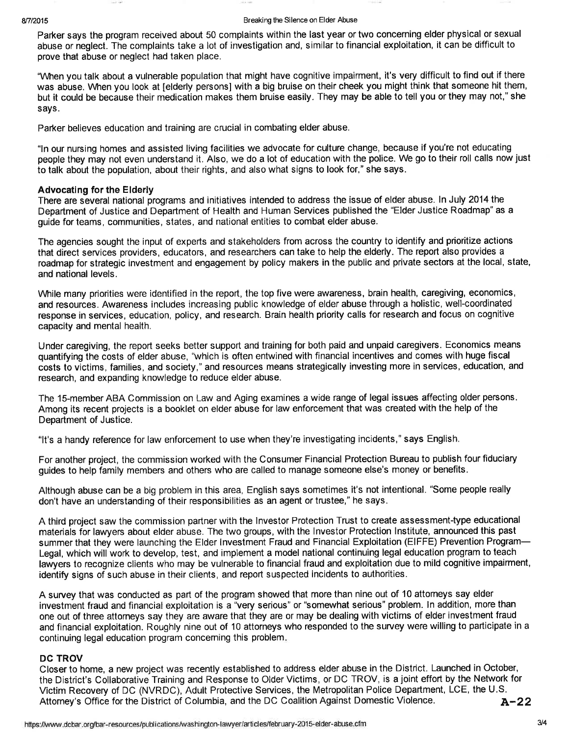Parker says the program received about 50 complaints within the last year or two concerning elder physical or sexual abuse or neglect. The complaints take a lot of investigation and, similar to financial exploitation, it can be difficult to prove that abuse or neglect had taken place.

"When you talk about a vulnerable population that might have cognitive impairment, it's very difficult to find out if there was abuse. When you look at [elderly persons] with a big bruise on their cheek you might think that someone hit them, but it could be because their medication makes them bruise easily. They may be able to tell you or they may not," she says.

Parker believes education and training are crucial in combating elder abuse.

"In our nursing homes and assisted living facilities we advocate for culture change, because if you're not educating people they may not even understand it. Also, we do a lot of education with the police. We go to their roll calls now just to talk about the population, about their rights, and also what signs to look for," she says.

**Advocating for the Elderly**

There are several national programs and initiatives intended to address the issue of elder abuse. In July 2014 the Department of Justice and Department of Health and Human Services published the "Elder Justice Roadmap" as a guide for teams, communities, states, and national entities to combat elder abuse.

The agencies sought the input of experts and stakeholders from across the country to identify and prioritize actions that direct services providers, educators, and researchers can take to help the elderly. The report also provides a roadmap for strategic investment and engagement by policy makers in the public and private sectors at the local, state, and national levels.

While many priorities were identified in the report, the top five were awareness, brain health, caregiving, economics, and resources. Awareness includes increasing public knowledge of elder abuse through a holistic, well-coordinated response in services, education, policy, and research. Brain health priority calls for research and focus on cognitive capacity and mental health.

Under caregiving, the report seeks better support and training for both paid and unpaid caregivers. Economics means quantifying the costs of elder abuse, "which is often entwined with financial incentives and comes with huge fiscal costs to victims, families, and society," and resources means strategically investing more in services, education, and research, and expanding knowledge to reduce elder abuse.

The 15-member ABA Commission on Law and Aging examines a wide range of legal issues affecting older persons. Among its recent projects is a booklet on elder abuse for law enforcement that was created with the help of the Department of Justice.

"It's a handy reference for law enforcement to use when they're investigating incidents," says English.

For another project, the commission worked with the Consumer Financial Protection Bureau to publish four fiduciary guides to help family members and others who are called to manage someone else's money or benefits.

Although abuse can be a big problem in this area, English says sometimes it's not intentional. "Some people really don't have an understanding of their responsibilities as an agent or trustee," he says.

A third project saw the commission partner with the Investor Protection Trust to create assessment-type educational materials for lawyers about elder abuse. The two groups, with the Investor Protection Institute, announced this past summer that they were launching the Elder Investment Fraud and Financial Exploitation (EIFFE) Prevention Program—Legal, which will work to develop, test, and implement a model national continuing legal education program to teach lawyers to recognize clients who may be vulnerable to financial fraud and exploitation due to mild cognitive impairment, identify signs of such abuse in their clients, and report suspected incidents to authorities.

A survey that was conducted as part of the program showed that more than nine out of 10 attorneys say elder investment fraud and financial exploitation is a "very serious" or "somewhat serious" problem. In addition, more than one out of three attorneys say they are aware that they are or may be dealing with victims of elder investment fraud and financial exploitation. Roughly nine out of 10 attorneys who responded to the survey were willing to participate in a continuing legal education program concerning this problem.

**DC TROV**

Closer to home, a new project was recently established to address elder abuse in the District. Launched in October, the District's Collaborative Training and Response to Older Victims, or DC TROV, is a joint effort by the Network for Victim Recovery of DC (NVRDC), Adult Protective Services, the Metropolitan Police Department, LCE, the U.S. Attorney's Office for the District of Columbia, and the DC Coalition Against Domestic Violence.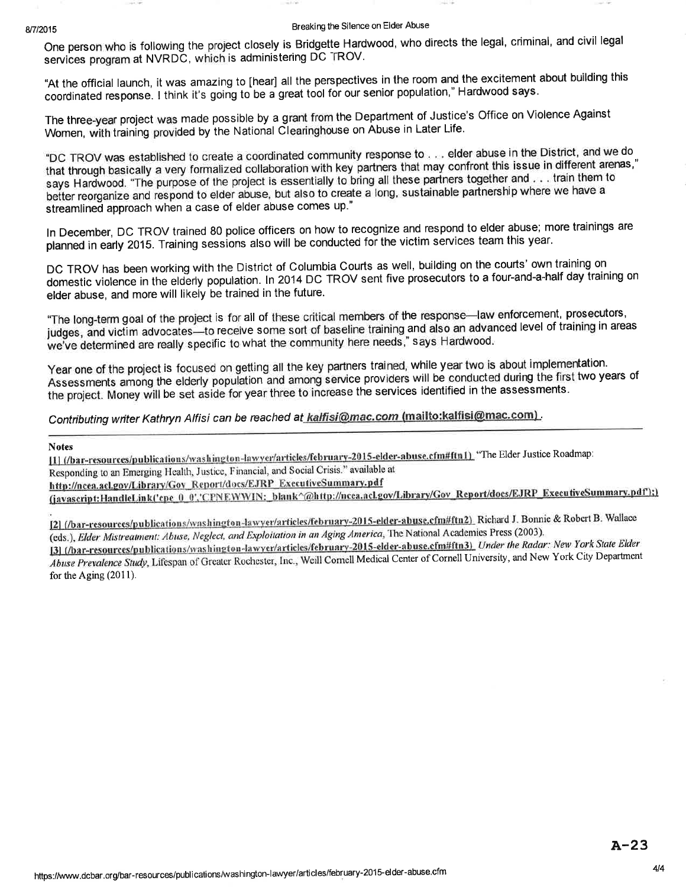One person who is following the project closely is Bridgette Hardwood, who directs the legal, criminal, and civil legal services program at NVRDC, which is administering DC TROV.

"At the official launch, it was amazing to [hear] all the perspectives in the room and the excitement about building this coordinated response. I think it's going to be a great tool for our senior population," Hardwood says.

The three-year project was made possible by a grant from the Department of Justice's Office on Violence Against Women, with training provided by the National Clearinghouse on Abuse in Later Life.

"DC TROV was established to create a coordinated community response to . . . elder abuse in the District, and we do that through basically a very formalized collaboration with key partners that may confront this issue in different arenas," says Hardwood. "The purpose of the project is essentially to bring all these partners together and . . . train them to better reorganize and respond to elder abuse, but also to create a long, sustainable partnership where we have a streamlined approach when a case of elder abuse comes up."

In December, DC TROV trained 80 police officers on how to recognize and respond to elder abuse; more trainings are planned in early 2015. Training sessions also will be conducted for the victim services team this year.

DC TROV has been working with the District of Columbia Courts as well, building on the courts' own training on domestic violence in the elderly population. In 2014 DC TROV sent five prosecutors to a four-and-a-half day training on elder abuse, and more will likely be trained in the future.

"The long-term goal of the project is for all of these critical members of the response—law enforcement, prosecutors, judges, and victim advocates—to receive some sort of baseline training and also an advanced level of training in areas we've determined are really specific to what the community here needs," says Hardwood.

Year one of the project is focused on getting all the key partners trained, while year two is about implementation. Assessments among the elderly population and among service providers will be conducted during the first two years of the project. Money will be set aside for year three to increase the services identified in the assessments.

*Contributing writer Kathryn Alfisi can be reached at* **kalfisi@mac.com (mailto:kalfisi@mac.com)**.

---

**Notes**

[1] (/bar-resources/publications/washington-lawyer/articles/february-2015-elder-abuse.cfm#ftn1) "The Elder Justice Roadmap: Responding to an Emerging Health, Justice, Financial, and Social Crisis." available at **http://ncea.acl.gov/Library/Gov_Report/docs/EJRP_ExecutiveSummary.pdf (javascript:HandleLink('cpe_0_0','CPNEWWIN:_blank^@http://ncea.acl.gov/Library/Gov_Report/docs/EJRP_ExecutiveSummary.pdf');)**

[2] (/bar-resources/publications/washington-lawyer/articles/february-2015-elder-abuse.cfm#ftn2) Richard J. Bonnie & Robert B. Wallace (eds.), *Elder Mistreatment: Abuse, Neglect, and Exploitation in an Aging America*, The National Academies Press (2003).

[3] (/bar-resources/publications/washington-lawyer/articles/february-2015-elder-abuse.cfm#ftn3) *Under the Radar: New York State Elder Abuse Prevalence Study*, Lifespan of Greater Rochester, Inc., Weill Cornell Medical Center of Cornell University, and New York City Department for the Aging (2011).

A-23